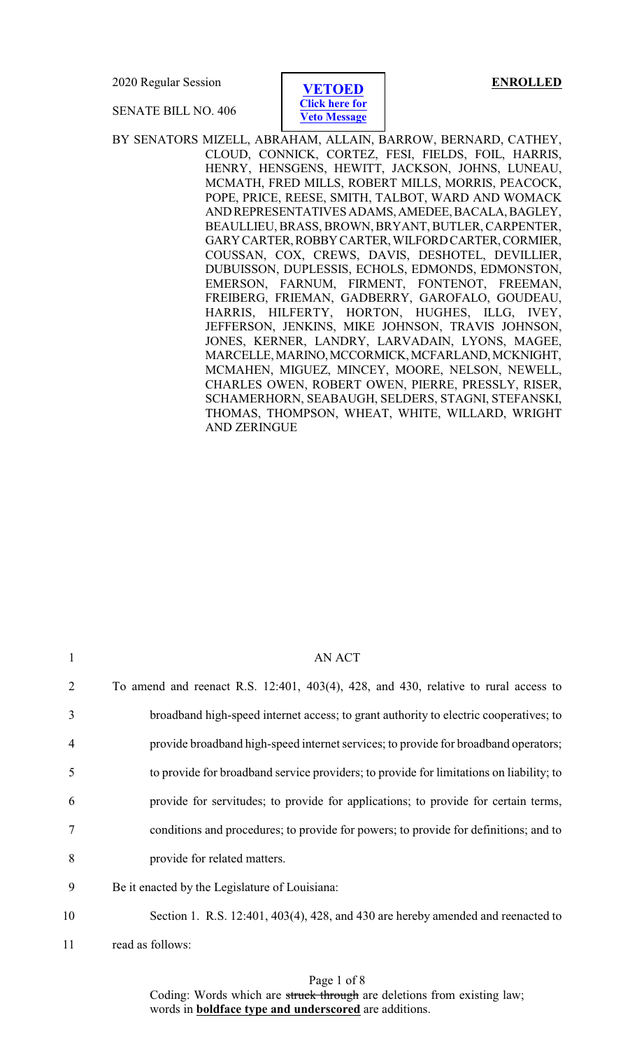2020 Regular Session

**VETOED**
**Click here for Veto Message**

**ENROLLED**

SENATE BILL NO. 406

BY SENATORS MIZELL, ABRAHAM, ALLAIN, BARROW, BERNARD, CATHEY, CLOUD, CONNICK, CORTEZ, FESI, FIELDS, FOIL, HARRIS, HENRY, HENSGENS, HEWITT, JACKSON, JOHNS, LUNEAU, MCMATH, FRED MILLS, ROBERT MILLS, MORRIS, PEACOCK, POPE, PRICE, REESE, SMITH, TALBOT, WARD AND WOMACK AND REPRESENTATIVES ADAMS, AMEDEE, BACALA, BAGLEY, BEAULLIEU, BRASS, BROWN, BRYANT, BUTLER, CARPENTER, GARY CARTER, ROBBY CARTER, WILFORD CARTER, CORMIER, COUSSAN, COX, CREWS, DAVIS, DESHOTEL, DEVILLIER, DUBUISSON, DUPLESSIS, ECHOLS, EDMONDS, EDMONSTON, EMERSON, FARNUM, FIRMENT, FONTENOT, FREEMAN, FREIBERG, FRIEMAN, GADBERRY, GAROFALO, GOUDEAU, HARRIS, HILFERTY, HORTON, HUGHES, ILLG, IVEY, JEFFERSON, JENKINS, MIKE JOHNSON, TRAVIS JOHNSON, JONES, KERNER, LANDRY, LARVADAIN, LYONS, MAGEE, MARCELLE, MARINO, MCCORMICK, MCFARLAND, MCKNIGHT, MCMAHEN, MIGUEZ, MINCEY, MOORE, NELSON, NEWELL, CHARLES OWEN, ROBERT OWEN, PIERRE, PRESSLY, RISER, SCHAMERHORN, SEABAUGH, SELDERS, STAGNI, STEFANSKI, THOMAS, THOMPSON, WHEAT, WHITE, WILLARD, WRIGHT AND ZERINGUE

1 AN ACT

2 To amend and reenact R.S. 12:401, 403(4), 428, and 430, relative to rural access to
3 broadband high-speed internet access; to grant authority to electric cooperatives; to
4 provide broadband high-speed internet services; to provide for broadband operators;
5 to provide for broadband service providers; to provide for limitations on liability; to
6 provide for servitudes; to provide for applications; to provide for certain terms,
7 conditions and procedures; to provide for powers; to provide for definitions; and to
8 provide for related matters.

9 Be it enacted by the Legislature of Louisiana:

10 Section 1. R.S. 12:401, 403(4), 428, and 430 are hereby amended and reenacted to
11 read as follows:

Coding: Words which are ~~struck through~~ are deletions from existing law; words in **__boldface type and underscored__** are additions.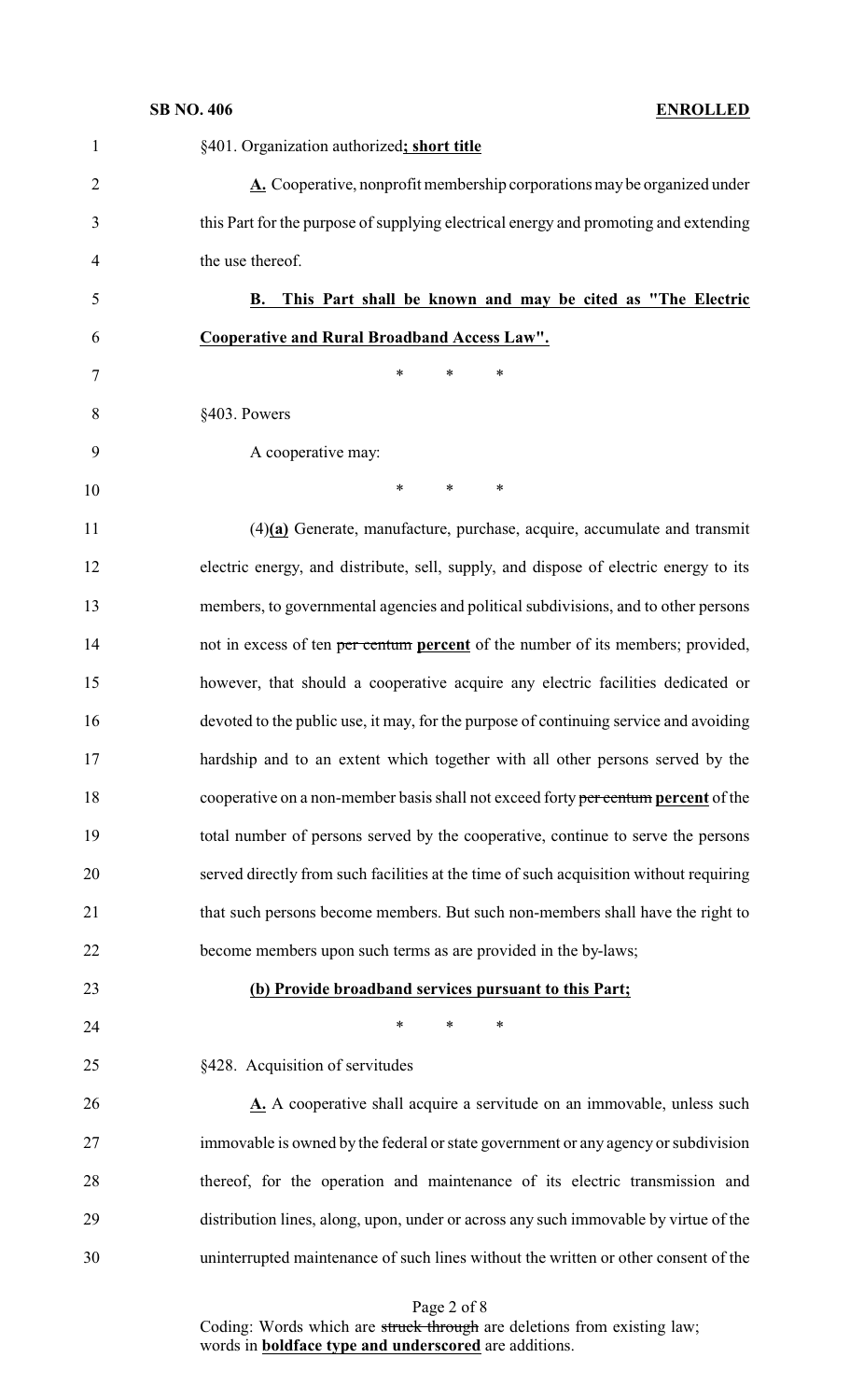§401. Organization authorized**; short title**

**A.** Cooperative, nonprofit membership corporations may be organized under this Part for the purpose of supplying electrical energy and promoting and extending the use thereof.

**B. This Part shall be known and may be cited as "The Electric Cooperative and Rural Broadband Access Law".**

\* \* \*

§403. Powers

A cooperative may:

\* \* \*

(4)**(a)** Generate, manufacture, purchase, acquire, accumulate and transmit electric energy, and distribute, sell, supply, and dispose of electric energy to its members, to governmental agencies and political subdivisions, and to other persons not in excess of ten ~~per centum~~ **percent** of the number of its members; provided, however, that should a cooperative acquire any electric facilities dedicated or devoted to the public use, it may, for the purpose of continuing service and avoiding hardship and to an extent which together with all other persons served by the cooperative on a non-member basis shall not exceed forty ~~per centum~~ **percent** of the total number of persons served by the cooperative, continue to serve the persons served directly from such facilities at the time of such acquisition without requiring that such persons become members. But such non-members shall have the right to become members upon such terms as are provided in the by-laws;

**(b) Provide broadband services pursuant to this Part;**

\* \* \*

§428. Acquisition of servitudes

**A.** A cooperative shall acquire a servitude on an immovable, unless such immovable is owned by the federal or state government or any agency or subdivision thereof, for the operation and maintenance of its electric transmission and distribution lines, along, upon, under or across any such immovable by virtue of the uninterrupted maintenance of such lines without the written or other consent of the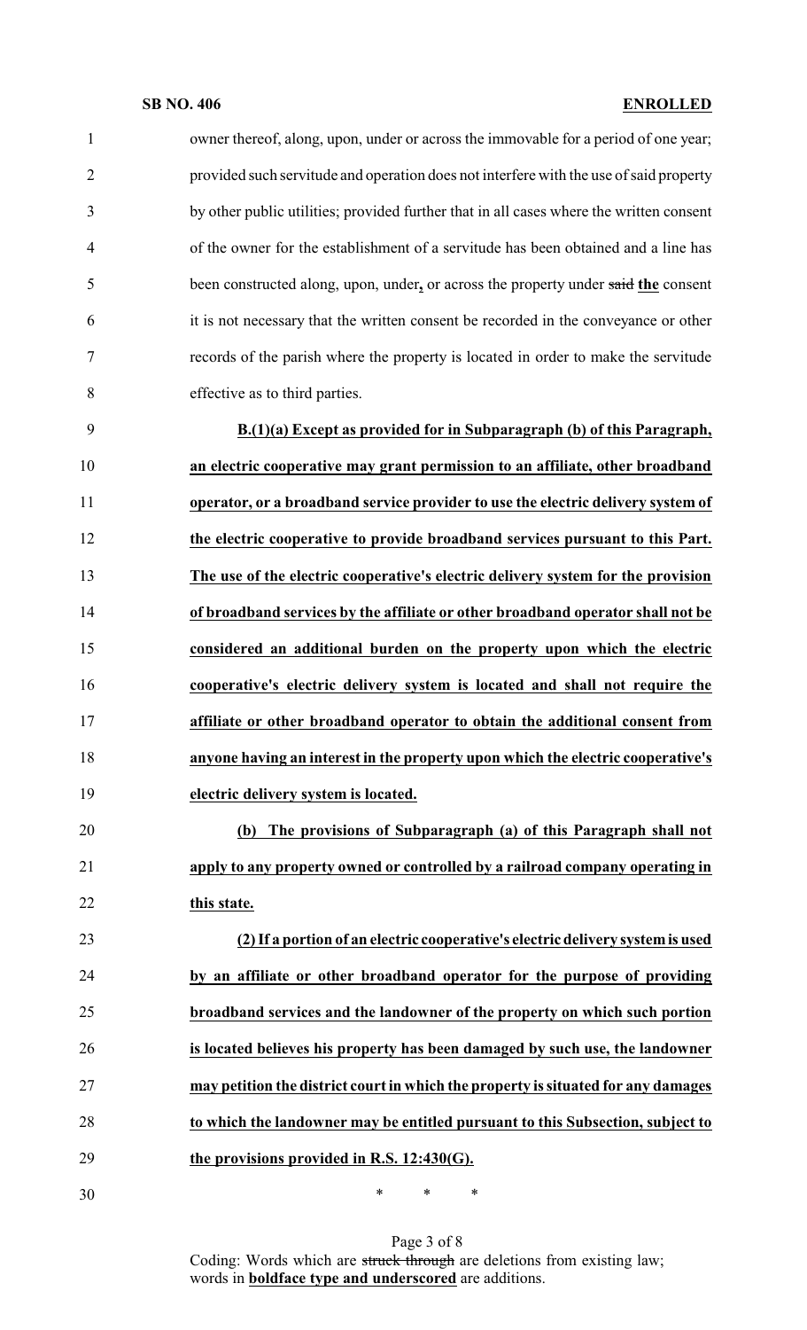owner thereof, along, upon, under or across the immovable for a period of one year; provided such servitude and operation does not interfere with the use of said property by other public utilities; provided further that in all cases where the written consent of the owner for the establishment of a servitude has been obtained and a line has been constructed along, upon, under**,** or across the property under ~~said~~ **the** consent it is not necessary that the written consent be recorded in the conveyance or other records of the parish where the property is located in order to make the servitude effective as to third parties.

**B.(1)(a) Except as provided for in Subparagraph (b) of this Paragraph, an electric cooperative may grant permission to an affiliate, other broadband operator, or a broadband service provider to use the electric delivery system of the electric cooperative to provide broadband services pursuant to this Part. The use of the electric cooperative's electric delivery system for the provision of broadband services by the affiliate or other broadband operator shall not be considered an additional burden on the property upon which the electric cooperative's electric delivery system is located and shall not require the affiliate or other broadband operator to obtain the additional consent from anyone having an interest in the property upon which the electric cooperative's electric delivery system is located.**

**(b) The provisions of Subparagraph (a) of this Paragraph shall not apply to any property owned or controlled by a railroad company operating in this state.**

**(2) If a portion of an electric cooperative's electric delivery system is used by an affiliate or other broadband operator for the purpose of providing broadband services and the landowner of the property on which such portion is located believes his property has been damaged by such use, the landowner may petition the district court in which the property is situated for any damages to which the landowner may be entitled pursuant to this Subsection, subject to the provisions provided in R.S. 12:430(G).**

\* \* \*

Coding: Words which are ~~struck through~~ are deletions from existing law; words in **boldface type and underscored** are additions.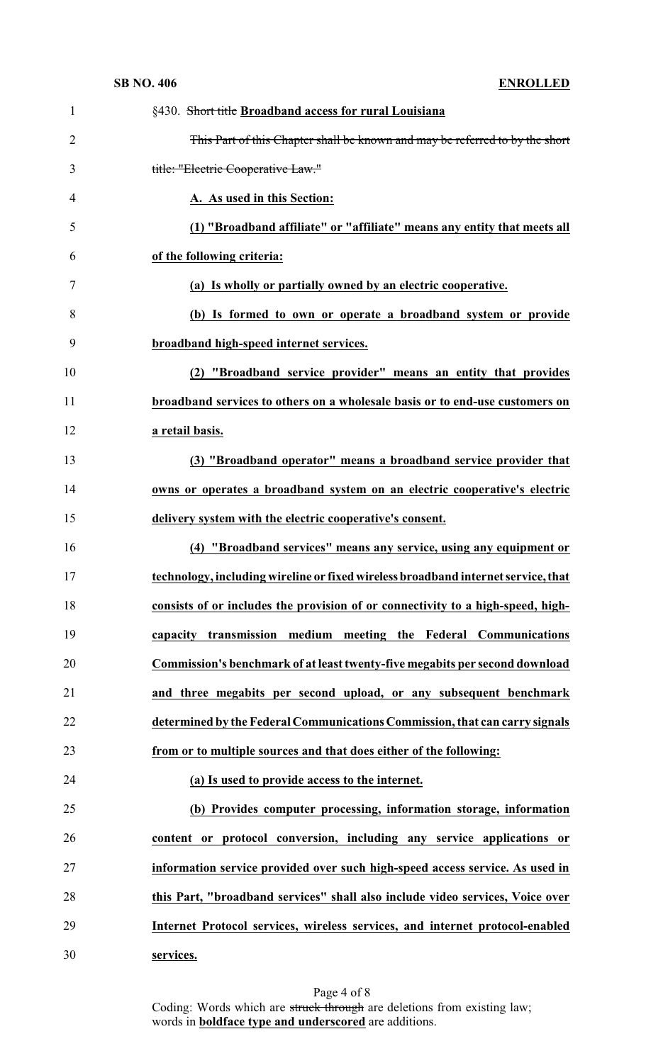§430. ~~Short title~~ **Broadband access for rural Louisiana**

~~This Part of this Chapter shall be known and may be referred to by the short title: "Electric Cooperative Law."~~

**A. As used in this Section:**

**(1) "Broadband affiliate" or "affiliate" means any entity that meets all of the following criteria:**

**(a) Is wholly or partially owned by an electric cooperative.**

**(b) Is formed to own or operate a broadband system or provide broadband high-speed internet services.**

**(2) "Broadband service provider" means an entity that provides broadband services to others on a wholesale basis or to end-use customers on a retail basis.**

**(3) "Broadband operator" means a broadband service provider that owns or operates a broadband system on an electric cooperative's electric delivery system with the electric cooperative's consent.**

**(4) "Broadband services" means any service, using any equipment or technology, including wireline or fixed wireless broadband internet service, that consists of or includes the provision of or connectivity to a high-speed, high-capacity transmission medium meeting the Federal Communications Commission's benchmark of at least twenty-five megabits per second download and three megabits per second upload, or any subsequent benchmark determined by the Federal Communications Commission, that can carry signals from or to multiple sources and that does either of the following:**

**(a) Is used to provide access to the internet.**

**(b) Provides computer processing, information storage, information content or protocol conversion, including any service applications or information service provided over such high-speed access service. As used in this Part, "broadband services" shall also include video services, Voice over Internet Protocol services, wireless services, and internet protocol-enabled services.**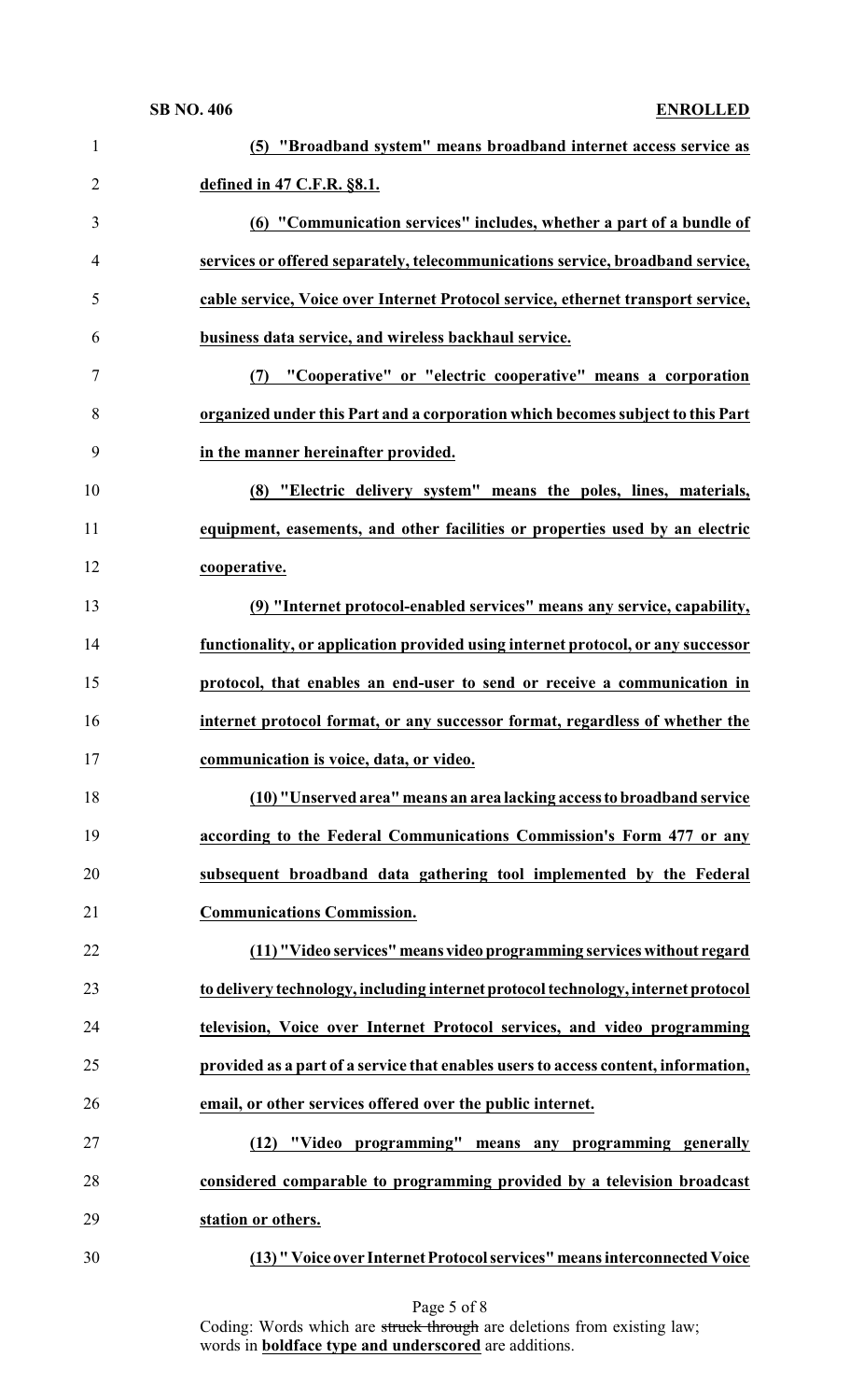**(5) "Broadband system" means broadband internet access service as defined in 47 C.F.R. §8.1.**

**(6) "Communication services" includes, whether a part of a bundle of services or offered separately, telecommunications service, broadband service, cable service, Voice over Internet Protocol service, ethernet transport service, business data service, and wireless backhaul service.**

**(7) "Cooperative" or "electric cooperative" means a corporation organized under this Part and a corporation which becomes subject to this Part in the manner hereinafter provided.**

**(8) "Electric delivery system" means the poles, lines, materials, equipment, easements, and other facilities or properties used by an electric cooperative.**

**(9) "Internet protocol-enabled services" means any service, capability, functionality, or application provided using internet protocol, or any successor protocol, that enables an end-user to send or receive a communication in internet protocol format, or any successor format, regardless of whether the communication is voice, data, or video.**

**(10) "Unserved area" means an area lacking access to broadband service according to the Federal Communications Commission's Form 477 or any subsequent broadband data gathering tool implemented by the Federal Communications Commission.**

**(11) "Video services" means video programming services without regard to delivery technology, including internet protocol technology, internet protocol television, Voice over Internet Protocol services, and video programming provided as a part of a service that enables users to access content, information, email, or other services offered over the public internet.**

**(12) "Video programming" means any programming generally considered comparable to programming provided by a television broadcast station or others.**

**(13) " Voice over Internet Protocol services" means interconnected Voice**

Coding: Words which are ~~struck through~~ are deletions from existing law; words in **boldface type and underscored** are additions.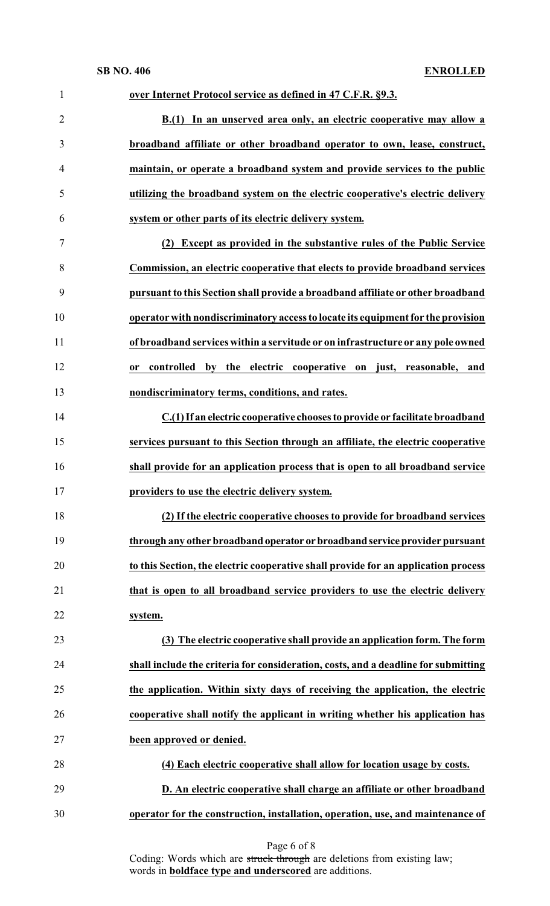**over Internet Protocol service as defined in 47 C.F.R. §9.3.**

**B.(1) In an unserved area only, an electric cooperative may allow a broadband affiliate or other broadband operator to own, lease, construct, maintain, or operate a broadband system and provide services to the public utilizing the broadband system on the electric cooperative's electric delivery system or other parts of its electric delivery system.**

**(2) Except as provided in the substantive rules of the Public Service Commission, an electric cooperative that elects to provide broadband services pursuant to this Section shall provide a broadband affiliate or other broadband operator with nondiscriminatory access to locate its equipment for the provision of broadband services within a servitude or on infrastructure or any pole owned or controlled by the electric cooperative on just, reasonable, and nondiscriminatory terms, conditions, and rates.**

**C.(1) If an electric cooperative chooses to provide or facilitate broadband services pursuant to this Section through an affiliate, the electric cooperative shall provide for an application process that is open to all broadband service providers to use the electric delivery system.**

**(2) If the electric cooperative chooses to provide for broadband services through any other broadband operator or broadband service provider pursuant to this Section, the electric cooperative shall provide for an application process that is open to all broadband service providers to use the electric delivery system.**

**(3) The electric cooperative shall provide an application form. The form shall include the criteria for consideration, costs, and a deadline for submitting the application. Within sixty days of receiving the application, the electric cooperative shall notify the applicant in writing whether his application has been approved or denied.**

**(4) Each electric cooperative shall allow for location usage by costs.**

**D. An electric cooperative shall charge an affiliate or other broadband operator for the construction, installation, operation, use, and maintenance of**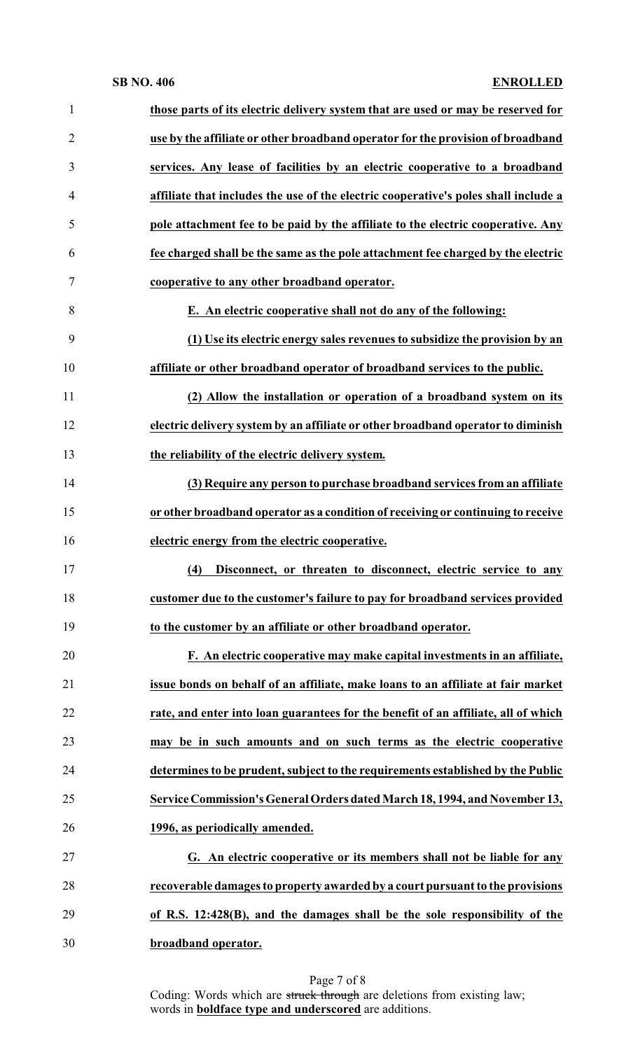**those parts of its electric delivery system that are used or may be reserved for use by the affiliate or other broadband operator for the provision of broadband services. Any lease of facilities by an electric cooperative to a broadband affiliate that includes the use of the electric cooperative's poles shall include a pole attachment fee to be paid by the affiliate to the electric cooperative. Any fee charged shall be the same as the pole attachment fee charged by the electric cooperative to any other broadband operator.**

**E. An electric cooperative shall not do any of the following:**

**(1) Use its electric energy sales revenues to subsidize the provision by an affiliate or other broadband operator of broadband services to the public.**

**(2) Allow the installation or operation of a broadband system on its electric delivery system by an affiliate or other broadband operator to diminish the reliability of the electric delivery system.**

**(3) Require any person to purchase broadband services from an affiliate or other broadband operator as a condition of receiving or continuing to receive electric energy from the electric cooperative.**

**(4) Disconnect, or threaten to disconnect, electric service to any customer due to the customer's failure to pay for broadband services provided to the customer by an affiliate or other broadband operator.**

**F. An electric cooperative may make capital investments in an affiliate, issue bonds on behalf of an affiliate, make loans to an affiliate at fair market rate, and enter into loan guarantees for the benefit of an affiliate, all of which may be in such amounts and on such terms as the electric cooperative determines to be prudent, subject to the requirements established by the Public Service Commission's General Orders dated March 18, 1994, and November 13, 1996, as periodically amended.**

**G. An electric cooperative or its members shall not be liable for any recoverable damages to property awarded by a court pursuant to the provisions of R.S. 12:428(B), and the damages shall be the sole responsibility of the broadband operator.**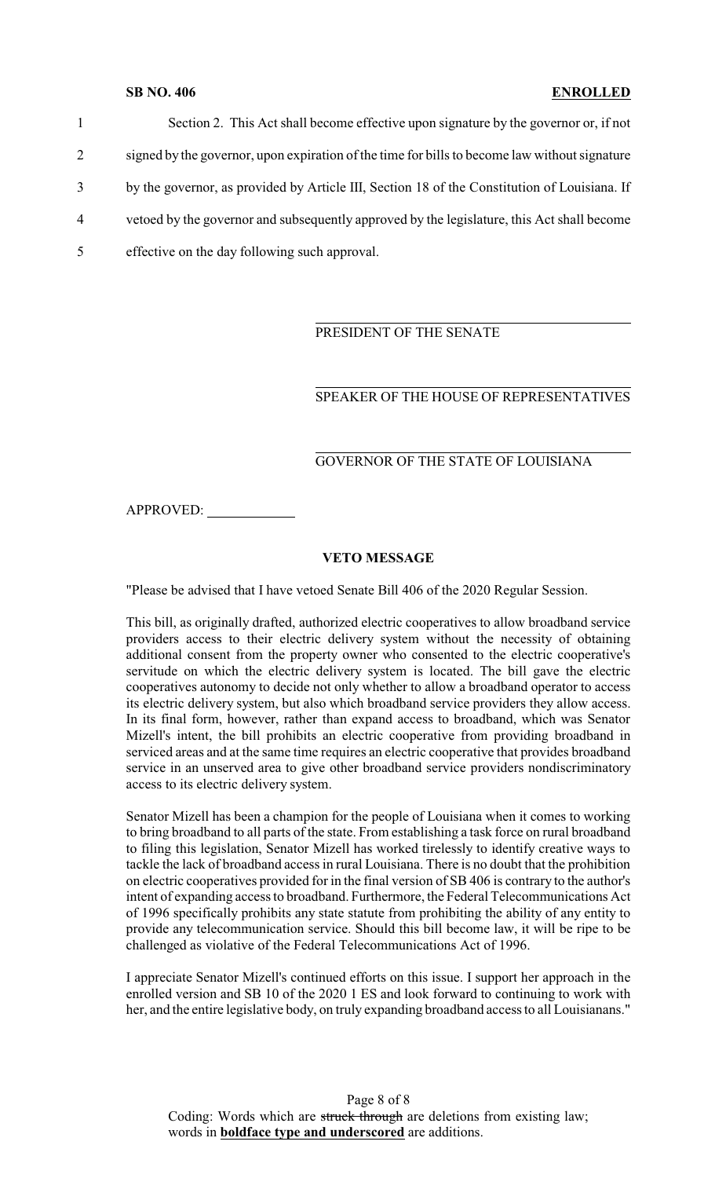Section 2. This Act shall become effective upon signature by the governor or, if not signed by the governor, upon expiration of the time for bills to become law without signature by the governor, as provided by Article III, Section 18 of the Constitution of Louisiana. If vetoed by the governor and subsequently approved by the legislature, this Act shall become effective on the day following such approval.

PRESIDENT OF THE SENATE

SPEAKER OF THE HOUSE OF REPRESENTATIVES

GOVERNOR OF THE STATE OF LOUISIANA

APPROVED: \_\_\_\_\_\_\_\_\_\_\_\_

## VETO MESSAGE

"Please be advised that I have vetoed Senate Bill 406 of the 2020 Regular Session.

This bill, as originally drafted, authorized electric cooperatives to allow broadband service providers access to their electric delivery system without the necessity of obtaining additional consent from the property owner who consented to the electric cooperative's servitude on which the electric delivery system is located. The bill gave the electric cooperatives autonomy to decide not only whether to allow a broadband operator to access its electric delivery system, but also which broadband service providers they allow access. In its final form, however, rather than expand access to broadband, which was Senator Mizell's intent, the bill prohibits an electric cooperative from providing broadband in serviced areas and at the same time requires an electric cooperative that provides broadband service in an unserved area to give other broadband service providers nondiscriminatory access to its electric delivery system.

Senator Mizell has been a champion for the people of Louisiana when it comes to working to bring broadband to all parts of the state. From establishing a task force on rural broadband to filing this legislation, Senator Mizell has worked tirelessly to identify creative ways to tackle the lack of broadband access in rural Louisiana. There is no doubt that the prohibition on electric cooperatives provided for in the final version of SB 406 is contrary to the author's intent of expanding access to broadband. Furthermore, the Federal Telecommunications Act of 1996 specifically prohibits any state statute from prohibiting the ability of any entity to provide any telecommunication service. Should this bill become law, it will be ripe to be challenged as violative of the Federal Telecommunications Act of 1996.

I appreciate Senator Mizell's continued efforts on this issue. I support her approach in the enrolled version and SB 10 of the 2020 1 ES and look forward to continuing to work with her, and the entire legislative body, on truly expanding broadband access to all Louisianans."

Coding: Words which are ~~struck through~~ are deletions from existing law; words in **<u>boldface type and underscored</u>** are additions.